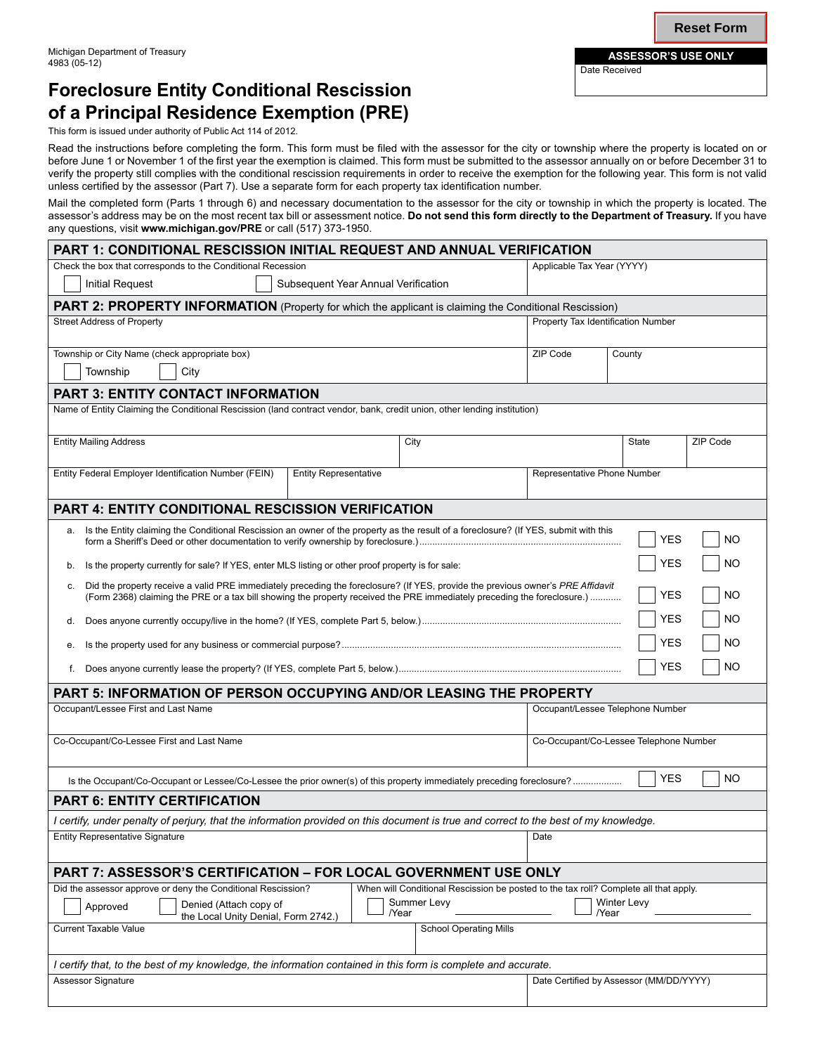Michigan Department of Treasury
4983 (05-12)

**ASSESSOR'S USE ONLY**

Date Received

# Foreclosure Entity Conditional Rescission of a Principal Residence Exemption (PRE)

This form is issued under authority of Public Act 114 of 2012.

Read the instructions before completing the form. This form must be filed with the assessor for the city or township where the property is located on or before June 1 or November 1 of the first year the exemption is claimed. This form must be submitted to the assessor annually on or before December 31 to verify the property still complies with the conditional rescission requirements in order to receive the exemption for the following year. This form is not valid unless certified by the assessor (Part 7). Use a separate form for each property tax identification number.

Mail the completed form (Parts 1 through 6) and necessary documentation to the assessor for the city or township in which the property is located. The assessor's address may be on the most recent tax bill or assessment notice. **Do not send this form directly to the Department of Treasury.** If you have any questions, visit **www.michigan.gov/PRE** or call (517) 373-1950.

## PART 1: CONDITIONAL RESCISSION INITIAL REQUEST AND ANNUAL VERIFICATION

Check the box that corresponds to the Conditional Recession

☐ Initial Request ☐ Subsequent Year Annual Verification

Applicable Tax Year (YYYY)

## PART 2: PROPERTY INFORMATION (Property for which the applicant is claiming the Conditional Rescission)

| Street Address of Property | | Property Tax Identification Number |
|---|---|---|
| Township or City Name (check appropriate box) ☐ Township ☐ City | ZIP Code | County |

## PART 3: ENTITY CONTACT INFORMATION

Name of Entity Claiming the Conditional Rescission (land contract vendor, bank, credit union, other lending institution)

| Entity Mailing Address | City | State | ZIP Code |
|---|---|---|---|
| Entity Federal Employer Identification Number (FEIN) | Entity Representative | Representative Phone Number | |

## PART 4: ENTITY CONDITIONAL RESCISSION VERIFICATION

a. Is the Entity claiming the Conditional Rescission an owner of the property as the result of a foreclosure? (If YES, submit with this form a Sheriff's Deed or other documentation to verify ownership by foreclosure.) ☐ YES ☐ NO

b. Is the property currently for sale? If YES, enter MLS listing or other proof property is for sale: ☐ YES ☐ NO

c. Did the property receive a valid PRE immediately preceding the foreclosure? (If YES, provide the previous owner's *PRE Affidavit* (Form 2368) claiming the PRE or a tax bill showing the property received the PRE immediately preceding the foreclosure.) ☐ YES ☐ NO

d. Does anyone currently occupy/live in the home? (If YES, complete Part 5, below.) ☐ YES ☐ NO

e. Is the property used for any business or commercial purpose? ☐ YES ☐ NO

f. Does anyone currently lease the property? (If YES, complete Part 5, below.) ☐ YES ☐ NO

## PART 5: INFORMATION OF PERSON OCCUPYING AND/OR LEASING THE PROPERTY

| Occupant/Lessee First and Last Name | Occupant/Lessee Telephone Number |
|---|---|
| Co-Occupant/Co-Lessee First and Last Name | Co-Occupant/Co-Lessee Telephone Number |

Is the Occupant/Co-Occupant or Lessee/Co-Lessee the prior owner(s) of this property immediately preceding foreclosure? ☐ YES ☐ NO

## PART 6: ENTITY CERTIFICATION

*I certify, under penalty of perjury, that the information provided on this document is true and correct to the best of my knowledge.*

| Entity Representative Signature | Date |
|---|---|

## PART 7: ASSESSOR'S CERTIFICATION – FOR LOCAL GOVERNMENT USE ONLY

| Did the assessor approve or deny the Conditional Rescission? | When will Conditional Rescission be posted to the tax roll? Complete all that apply. |
|---|---|
| ☐ Approved ☐ Denied (Attach copy of the Local Unity Denial, Form 2742.) | ☐ Summer Levy /Year ______ ☐ Winter Levy /Year ______ |
| Current Taxable Value | School Operating Mills |

*I certify that, to the best of my knowledge, the information contained in this form is complete and accurate.*

| Assessor Signature | Date Certified by Assessor (MM/DD/YYYY) |
|---|---|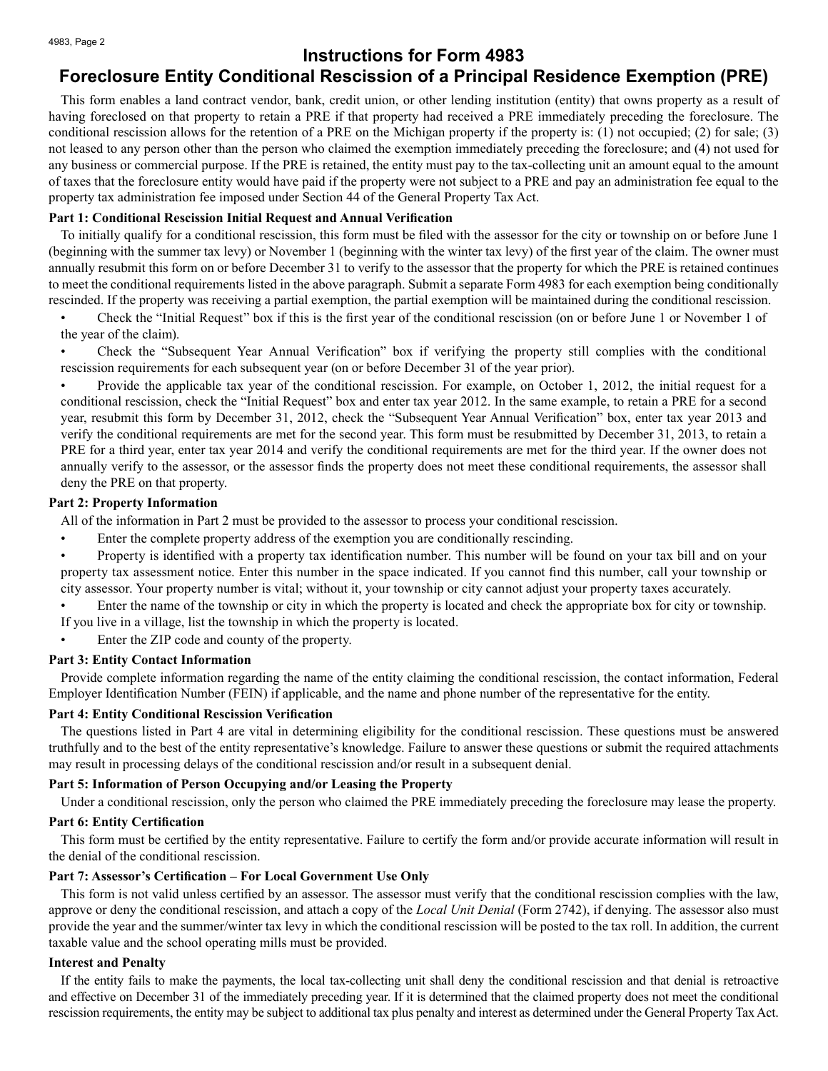# Instructions for Form 4983

## Foreclosure Entity Conditional Rescission of a Principal Residence Exemption (PRE)

This form enables a land contract vendor, bank, credit union, or other lending institution (entity) that owns property as a result of having foreclosed on that property to retain a PRE if that property had received a PRE immediately preceding the foreclosure. The conditional rescission allows for the retention of a PRE on the Michigan property if the property is: (1) not occupied; (2) for sale; (3) not leased to any person other than the person who claimed the exemption immediately preceding the foreclosure; and (4) not used for any business or commercial purpose. If the PRE is retained, the entity must pay to the tax-collecting unit an amount equal to the amount of taxes that the foreclosure entity would have paid if the property were not subject to a PRE and pay an administration fee equal to the property tax administration fee imposed under Section 44 of the General Property Tax Act.

**Part 1: Conditional Rescission Initial Request and Annual Verification**

To initially qualify for a conditional rescission, this form must be filed with the assessor for the city or township on or before June 1 (beginning with the summer tax levy) or November 1 (beginning with the winter tax levy) of the first year of the claim. The owner must annually resubmit this form on or before December 31 to verify to the assessor that the property for which the PRE is retained continues to meet the conditional requirements listed in the above paragraph. Submit a separate Form 4983 for each exemption being conditionally rescinded. If the property was receiving a partial exemption, the partial exemption will be maintained during the conditional rescission.

- Check the "Initial Request" box if this is the first year of the conditional rescission (on or before June 1 or November 1 of the year of the claim).
- Check the "Subsequent Year Annual Verification" box if verifying the property still complies with the conditional rescission requirements for each subsequent year (on or before December 31 of the year prior).
- Provide the applicable tax year of the conditional rescission. For example, on October 1, 2012, the initial request for a conditional rescission, check the "Initial Request" box and enter tax year 2012. In the same example, to retain a PRE for a second year, resubmit this form by December 31, 2012, check the "Subsequent Year Annual Verification" box, enter tax year 2013 and verify the conditional requirements are met for the second year. This form must be resubmitted by December 31, 2013, to retain a PRE for a third year, enter tax year 2014 and verify the conditional requirements are met for the third year. If the owner does not annually verify to the assessor, or the assessor finds the property does not meet these conditional requirements, the assessor shall deny the PRE on that property.

**Part 2: Property Information**

All of the information in Part 2 must be provided to the assessor to process your conditional rescission.

- Enter the complete property address of the exemption you are conditionally rescinding.
- Property is identified with a property tax identification number. This number will be found on your tax bill and on your property tax assessment notice. Enter this number in the space indicated. If you cannot find this number, call your township or city assessor. Your property number is vital; without it, your township or city cannot adjust your property taxes accurately.
- Enter the name of the township or city in which the property is located and check the appropriate box for city or township. If you live in a village, list the township in which the property is located.
- Enter the ZIP code and county of the property.

**Part 3: Entity Contact Information**

Provide complete information regarding the name of the entity claiming the conditional rescission, the contact information, Federal Employer Identification Number (FEIN) if applicable, and the name and phone number of the representative for the entity.

**Part 4: Entity Conditional Rescission Verification**

The questions listed in Part 4 are vital in determining eligibility for the conditional rescission. These questions must be answered truthfully and to the best of the entity representative's knowledge. Failure to answer these questions or submit the required attachments may result in processing delays of the conditional rescission and/or result in a subsequent denial.

**Part 5: Information of Person Occupying and/or Leasing the Property**

Under a conditional rescission, only the person who claimed the PRE immediately preceding the foreclosure may lease the property.

**Part 6: Entity Certification**

This form must be certified by the entity representative. Failure to certify the form and/or provide accurate information will result in the denial of the conditional rescission.

**Part 7: Assessor's Certification – For Local Government Use Only**

This form is not valid unless certified by an assessor. The assessor must verify that the conditional rescission complies with the law, approve or deny the conditional rescission, and attach a copy of the *Local Unit Denial* (Form 2742), if denying. The assessor also must provide the year and the summer/winter tax levy in which the conditional rescission will be posted to the tax roll. In addition, the current taxable value and the school operating mills must be provided.

**Interest and Penalty**

If the entity fails to make the payments, the local tax-collecting unit shall deny the conditional rescission and that denial is retroactive and effective on December 31 of the immediately preceding year. If it is determined that the claimed property does not meet the conditional rescission requirements, the entity may be subject to additional tax plus penalty and interest as determined under the General Property Tax Act.